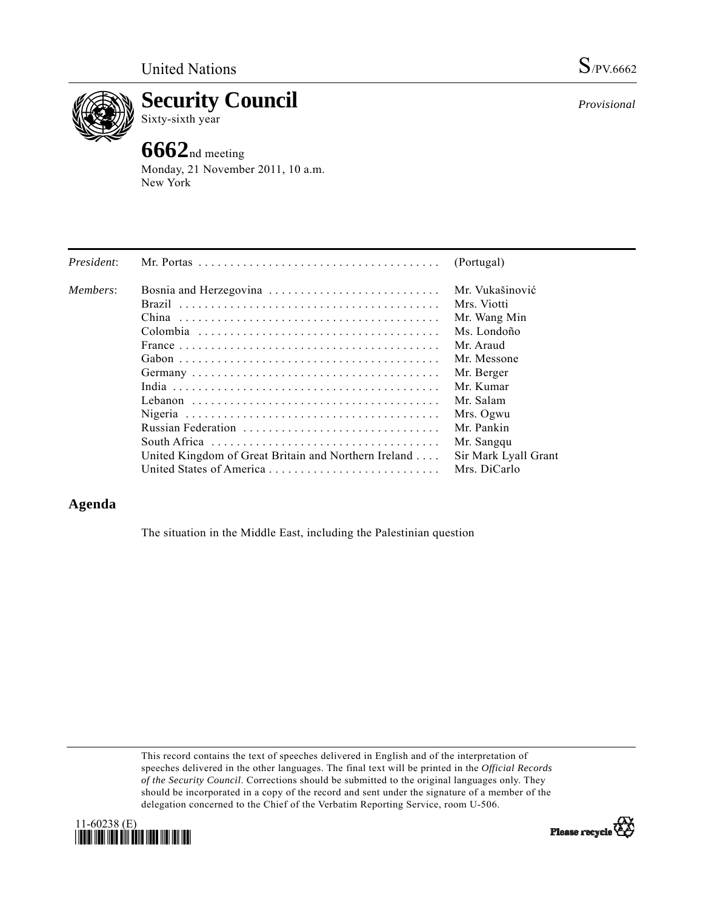United Nations S/PV.6662

# Security Council

Sixty-sixth year

*Provisional*

## 6662nd meeting

Monday, 21 November 2011, 10 a.m.
New York

| | | |
|---|---|---|
| *President*: | Mr. Portas | (Portugal) |
| *Members*: | Bosnia and Herzegovina | Mr. Vukašinović |
| | Brazil | Mrs. Viotti |
| | China | Mr. Wang Min |
| | Colombia | Ms. Londoño |
| | France | Mr. Araud |
| | Gabon | Mr. Messone |
| | Germany | Mr. Berger |
| | India | Mr. Kumar |
| | Lebanon | Mr. Salam |
| | Nigeria | Mrs. Ogwu |
| | Russian Federation | Mr. Pankin |
| | South Africa | Mr. Sangqu |
| | United Kingdom of Great Britain and Northern Ireland | Sir Mark Lyall Grant |
| | United States of America | Mrs. DiCarlo |

## Agenda

The situation in the Middle East, including the Palestinian question

This record contains the text of speeches delivered in English and of the interpretation of speeches delivered in the other languages. The final text will be printed in the *Official Records of the Security Council*. Corrections should be submitted to the original languages only. They should be incorporated in a copy of the record and sent under the signature of a member of the delegation concerned to the Chief of the Verbatim Reporting Service, room U-506.

11-60238 (E)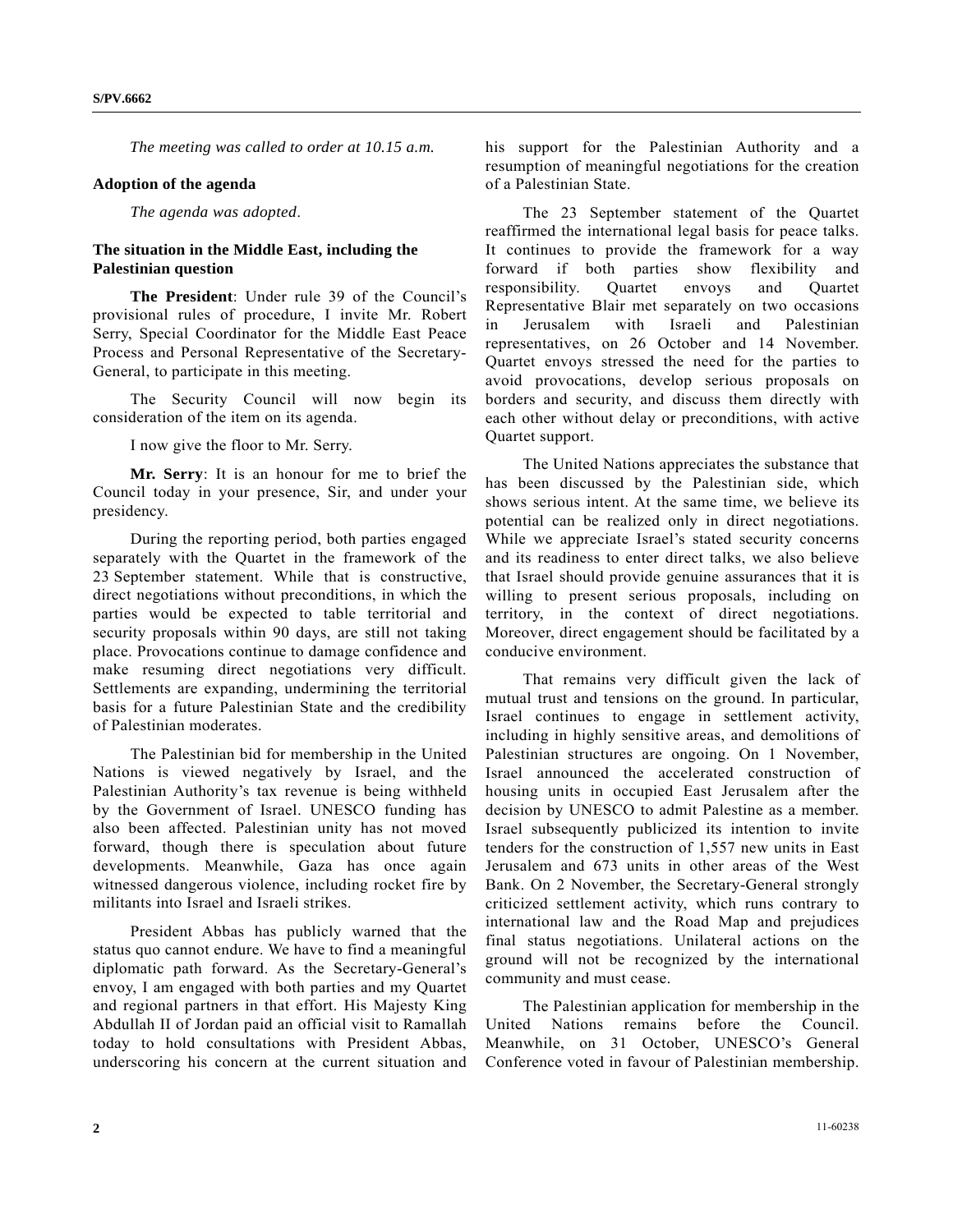*The meeting was called to order at 10.15 a.m.*

**Adoption of the agenda**

*The agenda was adopted*.

**The situation in the Middle East, including the Palestinian question**

**The President**: Under rule 39 of the Council's provisional rules of procedure, I invite Mr. Robert Serry, Special Coordinator for the Middle East Peace Process and Personal Representative of the Secretary-General, to participate in this meeting.

The Security Council will now begin its consideration of the item on its agenda.

I now give the floor to Mr. Serry.

**Mr. Serry**: It is an honour for me to brief the Council today in your presence, Sir, and under your presidency.

During the reporting period, both parties engaged separately with the Quartet in the framework of the 23 September statement. While that is constructive, direct negotiations without preconditions, in which the parties would be expected to table territorial and security proposals within 90 days, are still not taking place. Provocations continue to damage confidence and make resuming direct negotiations very difficult. Settlements are expanding, undermining the territorial basis for a future Palestinian State and the credibility of Palestinian moderates.

The Palestinian bid for membership in the United Nations is viewed negatively by Israel, and the Palestinian Authority's tax revenue is being withheld by the Government of Israel. UNESCO funding has also been affected. Palestinian unity has not moved forward, though there is speculation about future developments. Meanwhile, Gaza has once again witnessed dangerous violence, including rocket fire by militants into Israel and Israeli strikes.

President Abbas has publicly warned that the status quo cannot endure. We have to find a meaningful diplomatic path forward. As the Secretary-General's envoy, I am engaged with both parties and my Quartet and regional partners in that effort. His Majesty King Abdullah II of Jordan paid an official visit to Ramallah today to hold consultations with President Abbas, underscoring his concern at the current situation and his support for the Palestinian Authority and a resumption of meaningful negotiations for the creation of a Palestinian State.

The 23 September statement of the Quartet reaffirmed the international legal basis for peace talks. It continues to provide the framework for a way forward if both parties show flexibility and responsibility. Quartet envoys and Quartet Representative Blair met separately on two occasions in Jerusalem with Israeli and Palestinian representatives, on 26 October and 14 November. Quartet envoys stressed the need for the parties to avoid provocations, develop serious proposals on borders and security, and discuss them directly with each other without delay or preconditions, with active Quartet support.

The United Nations appreciates the substance that has been discussed by the Palestinian side, which shows serious intent. At the same time, we believe its potential can be realized only in direct negotiations. While we appreciate Israel's stated security concerns and its readiness to enter direct talks, we also believe that Israel should provide genuine assurances that it is willing to present serious proposals, including on territory, in the context of direct negotiations. Moreover, direct engagement should be facilitated by a conducive environment.

That remains very difficult given the lack of mutual trust and tensions on the ground. In particular, Israel continues to engage in settlement activity, including in highly sensitive areas, and demolitions of Palestinian structures are ongoing. On 1 November, Israel announced the accelerated construction of housing units in occupied East Jerusalem after the decision by UNESCO to admit Palestine as a member. Israel subsequently publicized its intention to invite tenders for the construction of 1,557 new units in East Jerusalem and 673 units in other areas of the West Bank. On 2 November, the Secretary-General strongly criticized settlement activity, which runs contrary to international law and the Road Map and prejudices final status negotiations. Unilateral actions on the ground will not be recognized by the international community and must cease.

The Palestinian application for membership in the United Nations remains before the Council. Meanwhile, on 31 October, UNESCO's General Conference voted in favour of Palestinian membership.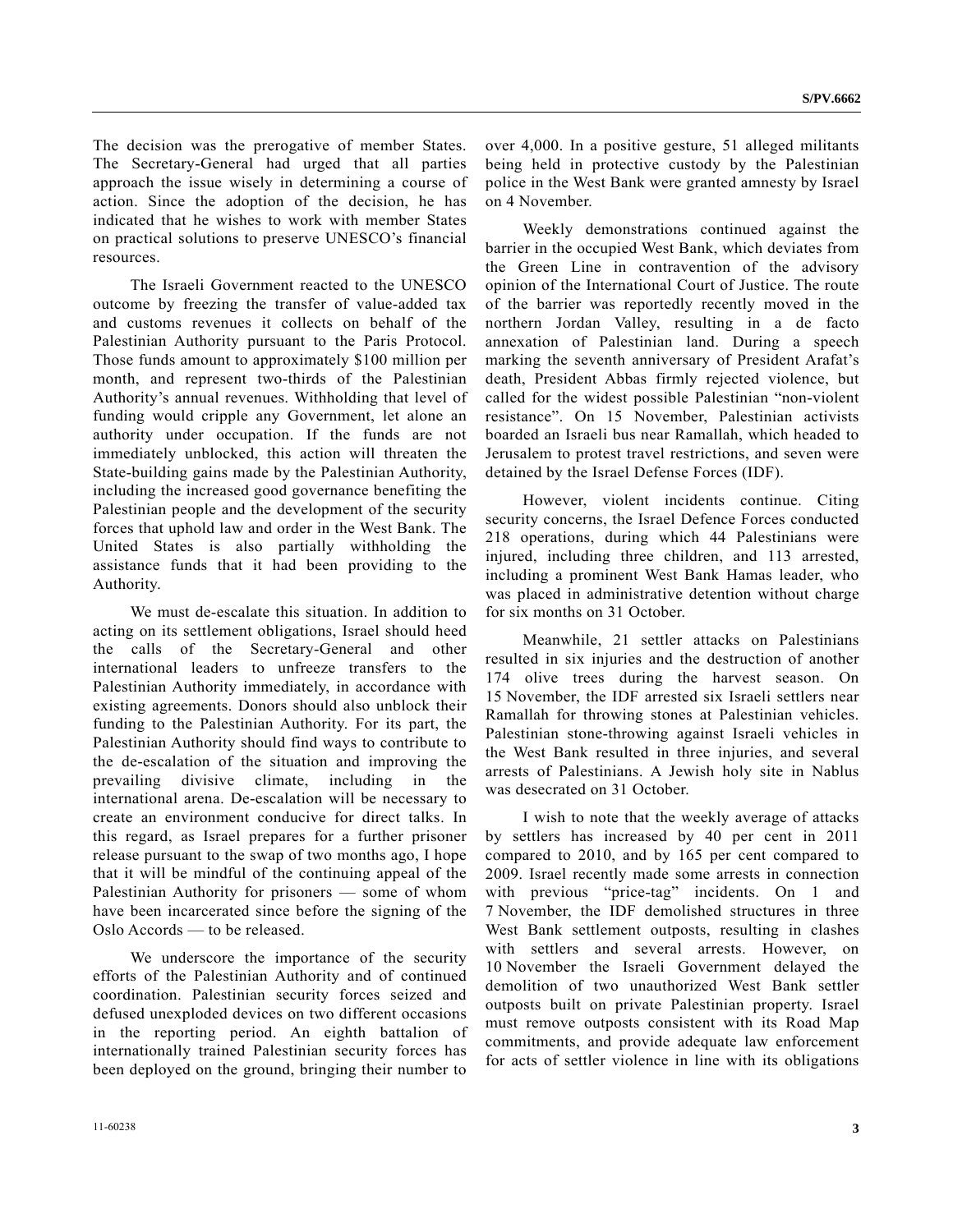The decision was the prerogative of member States. The Secretary-General had urged that all parties approach the issue wisely in determining a course of action. Since the adoption of the decision, he has indicated that he wishes to work with member States on practical solutions to preserve UNESCO's financial resources.

The Israeli Government reacted to the UNESCO outcome by freezing the transfer of value-added tax and customs revenues it collects on behalf of the Palestinian Authority pursuant to the Paris Protocol. Those funds amount to approximately $100 million per month, and represent two-thirds of the Palestinian Authority's annual revenues. Withholding that level of funding would cripple any Government, let alone an authority under occupation. If the funds are not immediately unblocked, this action will threaten the State-building gains made by the Palestinian Authority, including the increased good governance benefiting the Palestinian people and the development of the security forces that uphold law and order in the West Bank. The United States is also partially withholding the assistance funds that it had been providing to the Authority.

We must de-escalate this situation. In addition to acting on its settlement obligations, Israel should heed the calls of the Secretary-General and other international leaders to unfreeze transfers to the Palestinian Authority immediately, in accordance with existing agreements. Donors should also unblock their funding to the Palestinian Authority. For its part, the Palestinian Authority should find ways to contribute to the de-escalation of the situation and improving the prevailing divisive climate, including in the international arena. De-escalation will be necessary to create an environment conducive for direct talks. In this regard, as Israel prepares for a further prisoner release pursuant to the swap of two months ago, I hope that it will be mindful of the continuing appeal of the Palestinian Authority for prisoners — some of whom have been incarcerated since before the signing of the Oslo Accords — to be released.

We underscore the importance of the security efforts of the Palestinian Authority and of continued coordination. Palestinian security forces seized and defused unexploded devices on two different occasions in the reporting period. An eighth battalion of internationally trained Palestinian security forces has been deployed on the ground, bringing their number to over 4,000. In a positive gesture, 51 alleged militants being held in protective custody by the Palestinian police in the West Bank were granted amnesty by Israel on 4 November.

Weekly demonstrations continued against the barrier in the occupied West Bank, which deviates from the Green Line in contravention of the advisory opinion of the International Court of Justice. The route of the barrier was reportedly recently moved in the northern Jordan Valley, resulting in a de facto annexation of Palestinian land. During a speech marking the seventh anniversary of President Arafat's death, President Abbas firmly rejected violence, but called for the widest possible Palestinian "non-violent resistance". On 15 November, Palestinian activists boarded an Israeli bus near Ramallah, which headed to Jerusalem to protest travel restrictions, and seven were detained by the Israel Defense Forces (IDF).

However, violent incidents continue. Citing security concerns, the Israel Defence Forces conducted 218 operations, during which 44 Palestinians were injured, including three children, and 113 arrested, including a prominent West Bank Hamas leader, who was placed in administrative detention without charge for six months on 31 October.

Meanwhile, 21 settler attacks on Palestinians resulted in six injuries and the destruction of another 174 olive trees during the harvest season. On 15 November, the IDF arrested six Israeli settlers near Ramallah for throwing stones at Palestinian vehicles. Palestinian stone-throwing against Israeli vehicles in the West Bank resulted in three injuries, and several arrests of Palestinians. A Jewish holy site in Nablus was desecrated on 31 October.

I wish to note that the weekly average of attacks by settlers has increased by 40 per cent in 2011 compared to 2010, and by 165 per cent compared to 2009. Israel recently made some arrests in connection with previous "price-tag" incidents. On 1 and 7 November, the IDF demolished structures in three West Bank settlement outposts, resulting in clashes with settlers and several arrests. However, on 10 November the Israeli Government delayed the demolition of two unauthorized West Bank settler outposts built on private Palestinian property. Israel must remove outposts consistent with its Road Map commitments, and provide adequate law enforcement for acts of settler violence in line with its obligations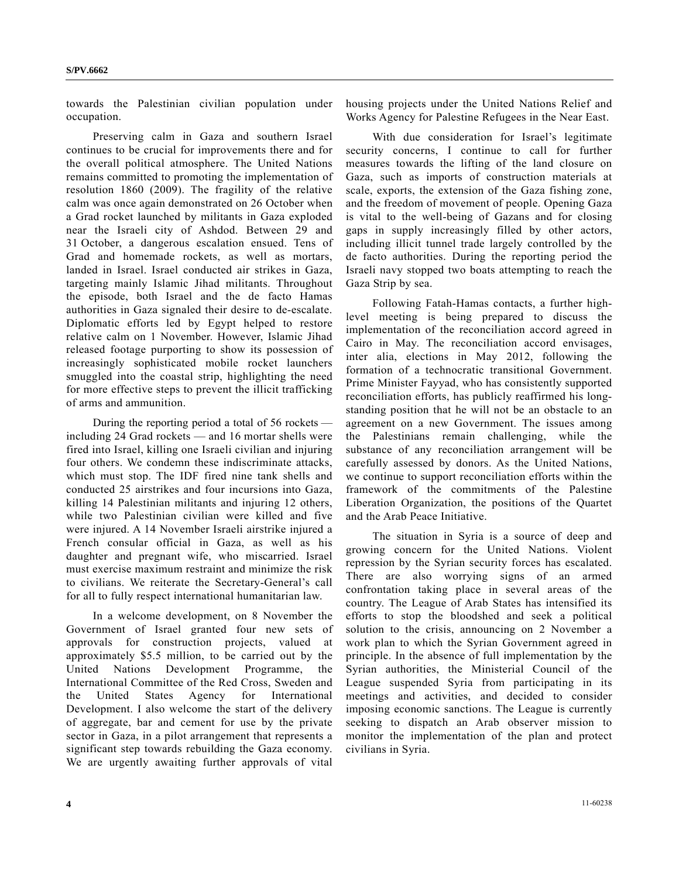towards the Palestinian civilian population under occupation.

Preserving calm in Gaza and southern Israel continues to be crucial for improvements there and for the overall political atmosphere. The United Nations remains committed to promoting the implementation of resolution 1860 (2009). The fragility of the relative calm was once again demonstrated on 26 October when a Grad rocket launched by militants in Gaza exploded near the Israeli city of Ashdod. Between 29 and 31 October, a dangerous escalation ensued. Tens of Grad and homemade rockets, as well as mortars, landed in Israel. Israel conducted air strikes in Gaza, targeting mainly Islamic Jihad militants. Throughout the episode, both Israel and the de facto Hamas authorities in Gaza signaled their desire to de-escalate. Diplomatic efforts led by Egypt helped to restore relative calm on 1 November. However, Islamic Jihad released footage purporting to show its possession of increasingly sophisticated mobile rocket launchers smuggled into the coastal strip, highlighting the need for more effective steps to prevent the illicit trafficking of arms and ammunition.

During the reporting period a total of 56 rockets — including 24 Grad rockets — and 16 mortar shells were fired into Israel, killing one Israeli civilian and injuring four others. We condemn these indiscriminate attacks, which must stop. The IDF fired nine tank shells and conducted 25 airstrikes and four incursions into Gaza, killing 14 Palestinian militants and injuring 12 others, while two Palestinian civilian were killed and five were injured. A 14 November Israeli airstrike injured a French consular official in Gaza, as well as his daughter and pregnant wife, who miscarried. Israel must exercise maximum restraint and minimize the risk to civilians. We reiterate the Secretary-General's call for all to fully respect international humanitarian law.

In a welcome development, on 8 November the Government of Israel granted four new sets of approvals for construction projects, valued at approximately $5.5 million, to be carried out by the United Nations Development Programme, the International Committee of the Red Cross, Sweden and the United States Agency for International Development. I also welcome the start of the delivery of aggregate, bar and cement for use by the private sector in Gaza, in a pilot arrangement that represents a significant step towards rebuilding the Gaza economy. We are urgently awaiting further approvals of vital housing projects under the United Nations Relief and Works Agency for Palestine Refugees in the Near East.

With due consideration for Israel's legitimate security concerns, I continue to call for further measures towards the lifting of the land closure on Gaza, such as imports of construction materials at scale, exports, the extension of the Gaza fishing zone, and the freedom of movement of people. Opening Gaza is vital to the well-being of Gazans and for closing gaps in supply increasingly filled by other actors, including illicit tunnel trade largely controlled by the de facto authorities. During the reporting period the Israeli navy stopped two boats attempting to reach the Gaza Strip by sea.

Following Fatah-Hamas contacts, a further high-level meeting is being prepared to discuss the implementation of the reconciliation accord agreed in Cairo in May. The reconciliation accord envisages, inter alia, elections in May 2012, following the formation of a technocratic transitional Government. Prime Minister Fayyad, who has consistently supported reconciliation efforts, has publicly reaffirmed his long-standing position that he will not be an obstacle to an agreement on a new Government. The issues among the Palestinians remain challenging, while the substance of any reconciliation arrangement will be carefully assessed by donors. As the United Nations, we continue to support reconciliation efforts within the framework of the commitments of the Palestine Liberation Organization, the positions of the Quartet and the Arab Peace Initiative.

The situation in Syria is a source of deep and growing concern for the United Nations. Violent repression by the Syrian security forces has escalated. There are also worrying signs of an armed confrontation taking place in several areas of the country. The League of Arab States has intensified its efforts to stop the bloodshed and seek a political solution to the crisis, announcing on 2 November a work plan to which the Syrian Government agreed in principle. In the absence of full implementation by the Syrian authorities, the Ministerial Council of the League suspended Syria from participating in its meetings and activities, and decided to consider imposing economic sanctions. The League is currently seeking to dispatch an Arab observer mission to monitor the implementation of the plan and protect civilians in Syria.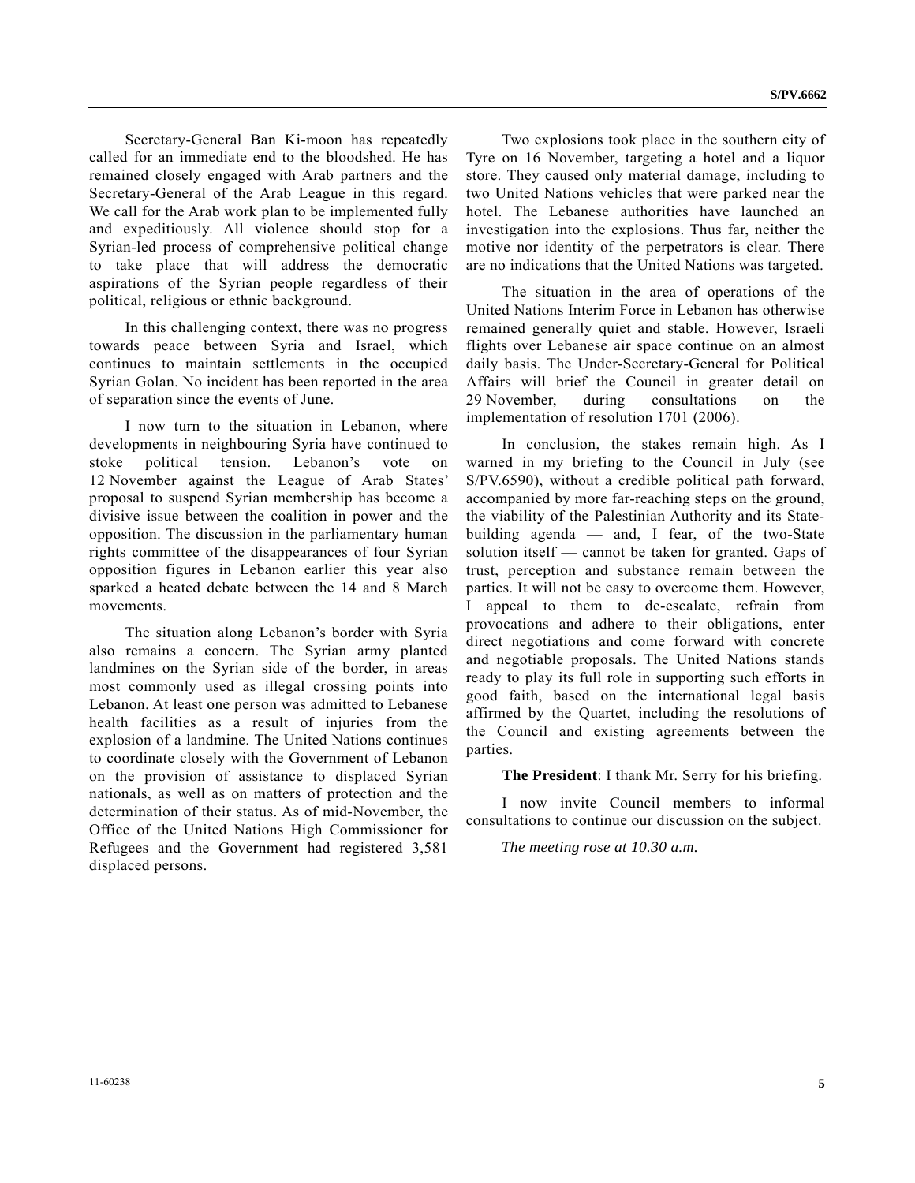Secretary-General Ban Ki-moon has repeatedly called for an immediate end to the bloodshed. He has remained closely engaged with Arab partners and the Secretary-General of the Arab League in this regard. We call for the Arab work plan to be implemented fully and expeditiously. All violence should stop for a Syrian-led process of comprehensive political change to take place that will address the democratic aspirations of the Syrian people regardless of their political, religious or ethnic background.

In this challenging context, there was no progress towards peace between Syria and Israel, which continues to maintain settlements in the occupied Syrian Golan. No incident has been reported in the area of separation since the events of June.

I now turn to the situation in Lebanon, where developments in neighbouring Syria have continued to stoke political tension. Lebanon's vote on 12 November against the League of Arab States' proposal to suspend Syrian membership has become a divisive issue between the coalition in power and the opposition. The discussion in the parliamentary human rights committee of the disappearances of four Syrian opposition figures in Lebanon earlier this year also sparked a heated debate between the 14 and 8 March movements.

The situation along Lebanon's border with Syria also remains a concern. The Syrian army planted landmines on the Syrian side of the border, in areas most commonly used as illegal crossing points into Lebanon. At least one person was admitted to Lebanese health facilities as a result of injuries from the explosion of a landmine. The United Nations continues to coordinate closely with the Government of Lebanon on the provision of assistance to displaced Syrian nationals, as well as on matters of protection and the determination of their status. As of mid-November, the Office of the United Nations High Commissioner for Refugees and the Government had registered 3,581 displaced persons.

Two explosions took place in the southern city of Tyre on 16 November, targeting a hotel and a liquor store. They caused only material damage, including to two United Nations vehicles that were parked near the hotel. The Lebanese authorities have launched an investigation into the explosions. Thus far, neither the motive nor identity of the perpetrators is clear. There are no indications that the United Nations was targeted.

The situation in the area of operations of the United Nations Interim Force in Lebanon has otherwise remained generally quiet and stable. However, Israeli flights over Lebanese air space continue on an almost daily basis. The Under-Secretary-General for Political Affairs will brief the Council in greater detail on 29 November, during consultations on the implementation of resolution 1701 (2006).

In conclusion, the stakes remain high. As I warned in my briefing to the Council in July (see S/PV.6590), without a credible political path forward, accompanied by more far-reaching steps on the ground, the viability of the Palestinian Authority and its State-building agenda — and, I fear, of the two-State solution itself — cannot be taken for granted. Gaps of trust, perception and substance remain between the parties. It will not be easy to overcome them. However, I appeal to them to de-escalate, refrain from provocations and adhere to their obligations, enter direct negotiations and come forward with concrete and negotiable proposals. The United Nations stands ready to play its full role in supporting such efforts in good faith, based on the international legal basis affirmed by the Quartet, including the resolutions of the Council and existing agreements between the parties.

**The President**: I thank Mr. Serry for his briefing.

I now invite Council members to informal consultations to continue our discussion on the subject.

*The meeting rose at 10.30 a.m.*